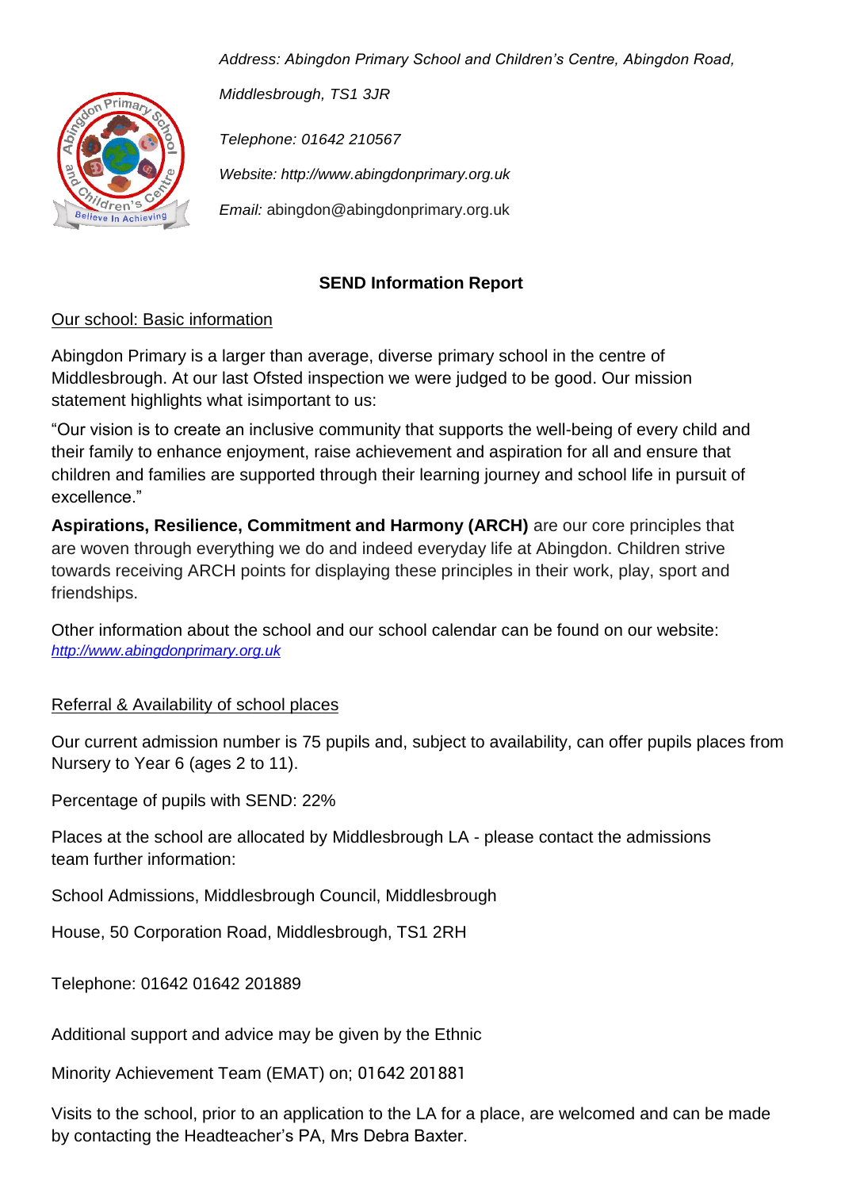*Address: Abingdon Primary School and Children's Centre, Abingdon Road, Middlesbrough, TS1 3JR*

*Telephone: 01642 210567*

*Website: http://www.abingdonprimary.org.uk*

*Email:* abingdon@abingdonprimary.org.uk

# SEND Information Report

## Our school: Basic information

Abingdon Primary is a larger than average, diverse primary school in the centre of Middlesbrough. At our last Ofsted inspection we were judged to be good. Our mission statement highlights what isimportant to us:

"Our vision is to create an inclusive community that supports the well-being of every child and their family to enhance enjoyment, raise achievement and aspiration for all and ensure that children and families are supported through their learning journey and school life in pursuit of excellence."

**Aspirations, Resilience, Commitment and Harmony (ARCH)** are our core principles that are woven through everything we do and indeed everyday life at Abingdon. Children strive towards receiving ARCH points for displaying these principles in their work, play, sport and friendships.

Other information about the school and our school calendar can be found on our website: *http://www.abingdonprimary.org.uk*

## Referral & Availability of school places

Our current admission number is 75 pupils and, subject to availability, can offer pupils places from Nursery to Year 6 (ages 2 to 11).

Percentage of pupils with SEND: 22%

Places at the school are allocated by Middlesbrough LA - please contact the admissions team further information:

School Admissions, Middlesbrough Council, Middlesbrough

House, 50 Corporation Road, Middlesbrough, TS1 2RH

Telephone: 01642 01642 201889

Additional support and advice may be given by the Ethnic

Minority Achievement Team (EMAT) on; 01642 201881

Visits to the school, prior to an application to the LA for a place, are welcomed and can be made by contacting the Headteacher's PA, Mrs Debra Baxter.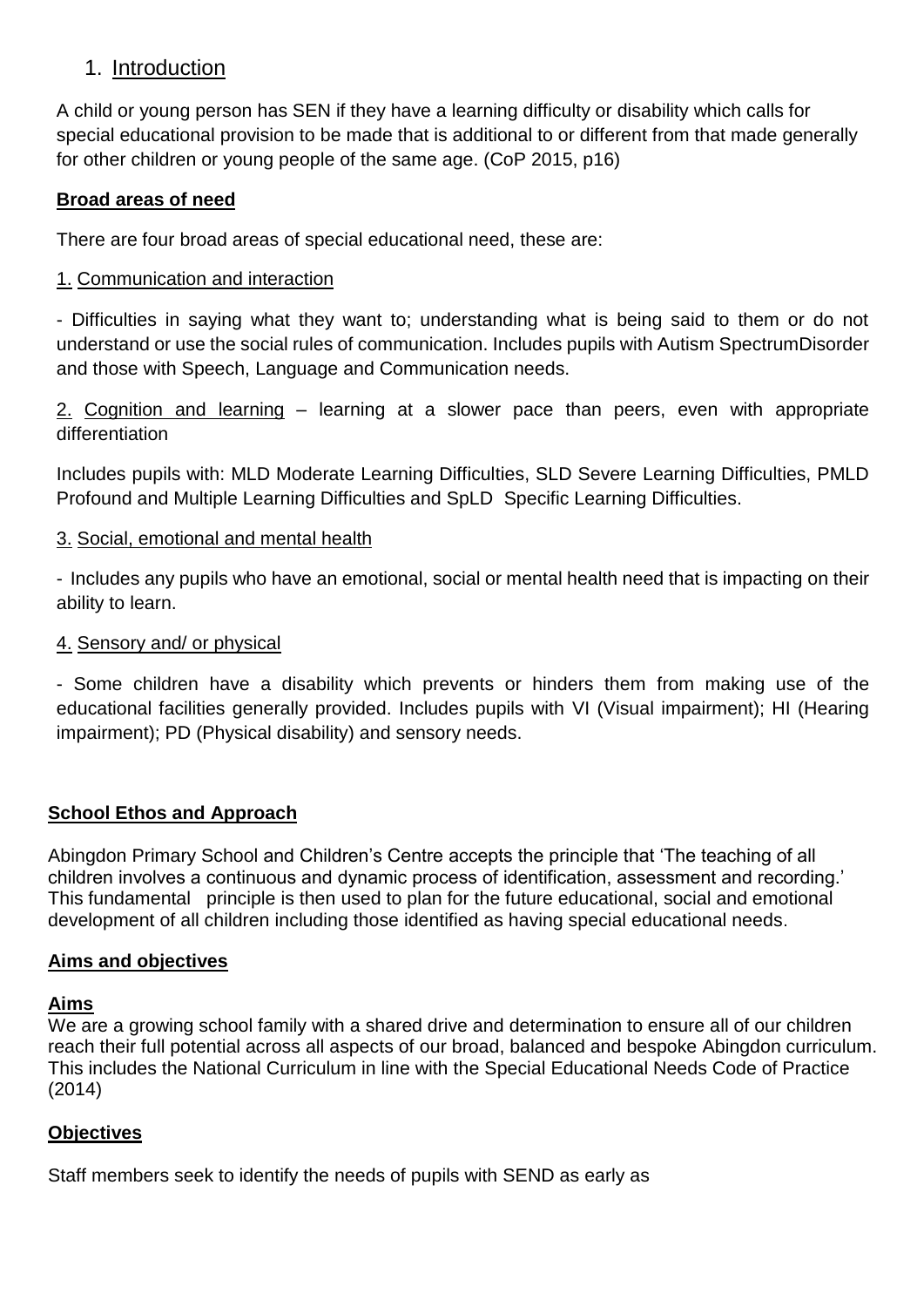## 1. Introduction

A child or young person has SEN if they have a learning difficulty or disability which calls for special educational provision to be made that is additional to or different from that made generally for other children or young people of the same age. (CoP 2015, p16)

**Broad areas of need**

There are four broad areas of special educational need, these are:

1. Communication and interaction

- Difficulties in saying what they want to; understanding what is being said to them or do not understand or use the social rules of communication. Includes pupils with Autism SpectrumDisorder and those with Speech, Language and Communication needs.

2. Cognition and learning – learning at a slower pace than peers, even with appropriate differentiation

Includes pupils with: MLD Moderate Learning Difficulties, SLD Severe Learning Difficulties, PMLD Profound and Multiple Learning Difficulties and SpLD Specific Learning Difficulties.

3. Social, emotional and mental health

- Includes any pupils who have an emotional, social or mental health need that is impacting on their ability to learn.

4. Sensory and/ or physical

- Some children have a disability which prevents or hinders them from making use of the educational facilities generally provided. Includes pupils with VI (Visual impairment); HI (Hearing impairment); PD (Physical disability) and sensory needs.

**School Ethos and Approach**

Abingdon Primary School and Children's Centre accepts the principle that 'The teaching of all children involves a continuous and dynamic process of identification, assessment and recording.' This fundamental principle is then used to plan for the future educational, social and emotional development of all children including those identified as having special educational needs.

**Aims and objectives**

**Aims**

We are a growing school family with a shared drive and determination to ensure all of our children reach their full potential across all aspects of our broad, balanced and bespoke Abingdon curriculum. This includes the National Curriculum in line with the Special Educational Needs Code of Practice (2014)

**Objectives**

Staff members seek to identify the needs of pupils with SEND as early as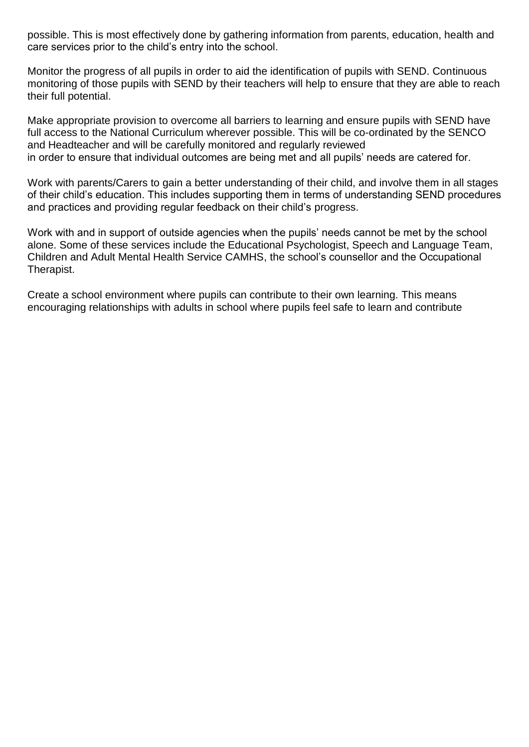possible. This is most effectively done by gathering information from parents, education, health and care services prior to the child's entry into the school.

Monitor the progress of all pupils in order to aid the identification of pupils with SEND. Continuous monitoring of those pupils with SEND by their teachers will help to ensure that they are able to reach their full potential.

Make appropriate provision to overcome all barriers to learning and ensure pupils with SEND have full access to the National Curriculum wherever possible. This will be co-ordinated by the SENCO and Headteacher and will be carefully monitored and regularly reviewed in order to ensure that individual outcomes are being met and all pupils' needs are catered for.

Work with parents/Carers to gain a better understanding of their child, and involve them in all stages of their child's education. This includes supporting them in terms of understanding SEND procedures and practices and providing regular feedback on their child's progress.

Work with and in support of outside agencies when the pupils' needs cannot be met by the school alone. Some of these services include the Educational Psychologist, Speech and Language Team, Children and Adult Mental Health Service CAMHS, the school's counsellor and the Occupational Therapist.

Create a school environment where pupils can contribute to their own learning. This means encouraging relationships with adults in school where pupils feel safe to learn and contribute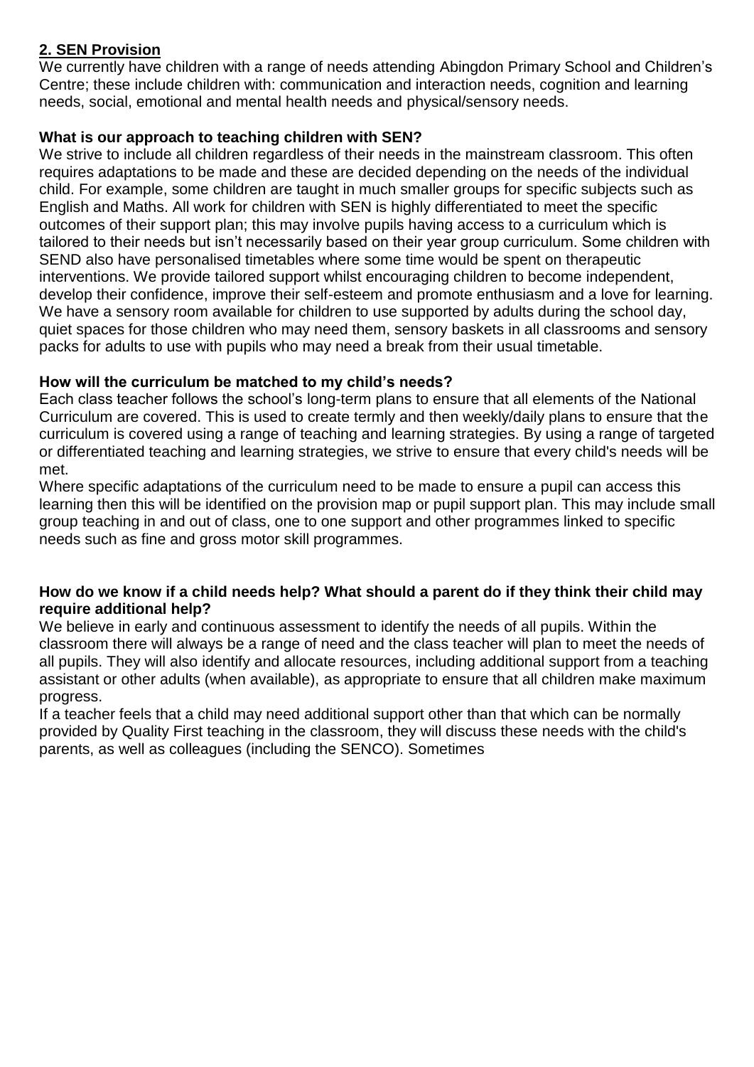## 2. SEN Provision

We currently have children with a range of needs attending Abingdon Primary School and Children's Centre; these include children with: communication and interaction needs, cognition and learning needs, social, emotional and mental health needs and physical/sensory needs.

**What is our approach to teaching children with SEN?**

We strive to include all children regardless of their needs in the mainstream classroom. This often requires adaptations to be made and these are decided depending on the needs of the individual child. For example, some children are taught in much smaller groups for specific subjects such as English and Maths. All work for children with SEN is highly differentiated to meet the specific outcomes of their support plan; this may involve pupils having access to a curriculum which is tailored to their needs but isn't necessarily based on their year group curriculum. Some children with SEND also have personalised timetables where some time would be spent on therapeutic interventions. We provide tailored support whilst encouraging children to become independent, develop their confidence, improve their self-esteem and promote enthusiasm and a love for learning. We have a sensory room available for children to use supported by adults during the school day, quiet spaces for those children who may need them, sensory baskets in all classrooms and sensory packs for adults to use with pupils who may need a break from their usual timetable.

**How will the curriculum be matched to my child's needs?**

Each class teacher follows the school's long-term plans to ensure that all elements of the National Curriculum are covered. This is used to create termly and then weekly/daily plans to ensure that the curriculum is covered using a range of teaching and learning strategies. By using a range of targeted or differentiated teaching and learning strategies, we strive to ensure that every child's needs will be met.

Where specific adaptations of the curriculum need to be made to ensure a pupil can access this learning then this will be identified on the provision map or pupil support plan. This may include small group teaching in and out of class, one to one support and other programmes linked to specific needs such as fine and gross motor skill programmes.

**How do we know if a child needs help? What should a parent do if they think their child may require additional help?**

We believe in early and continuous assessment to identify the needs of all pupils. Within the classroom there will always be a range of need and the class teacher will plan to meet the needs of all pupils. They will also identify and allocate resources, including additional support from a teaching assistant or other adults (when available), as appropriate to ensure that all children make maximum progress.

If a teacher feels that a child may need additional support other than that which can be normally provided by Quality First teaching in the classroom, they will discuss these needs with the child's parents, as well as colleagues (including the SENCO). Sometimes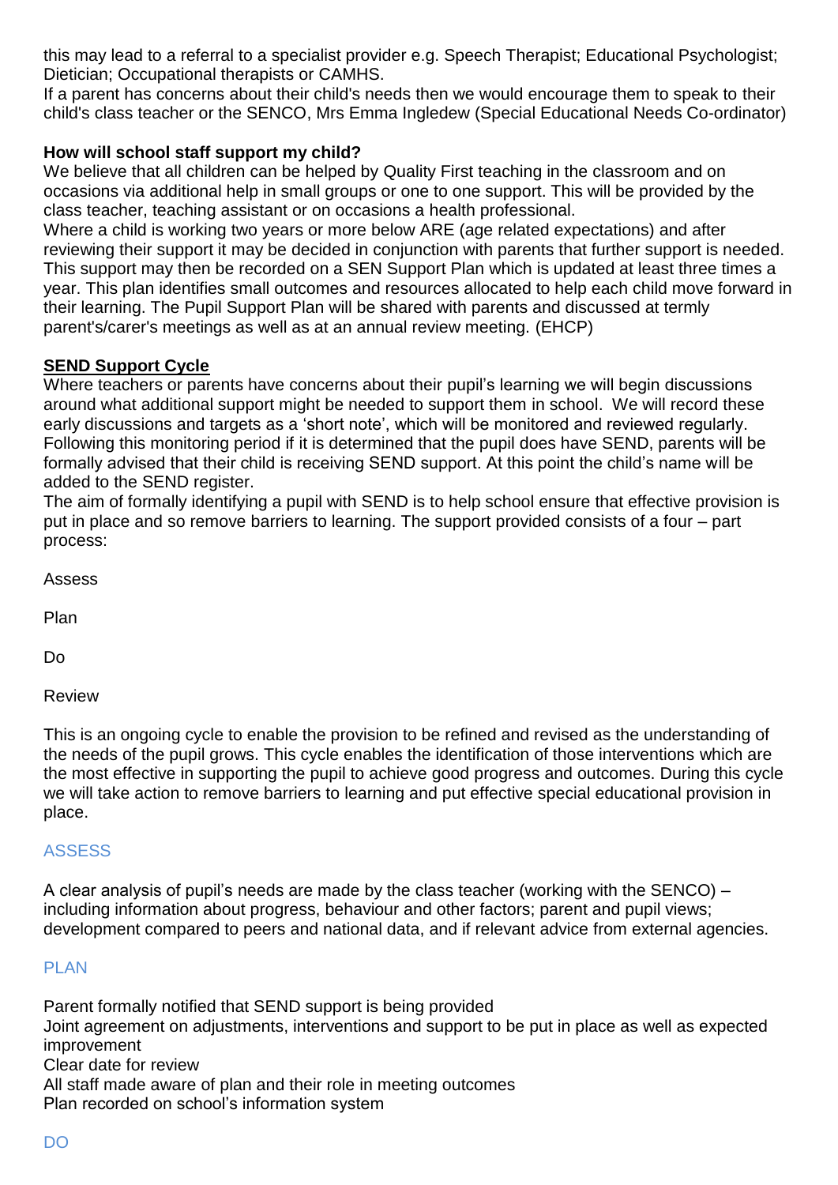this may lead to a referral to a specialist provider e.g. Speech Therapist; Educational Psychologist; Dietician; Occupational therapists or CAMHS.

If a parent has concerns about their child's needs then we would encourage them to speak to their child's class teacher or the SENCO, Mrs Emma Ingledew (Special Educational Needs Co-ordinator)

**How will school staff support my child?**

We believe that all children can be helped by Quality First teaching in the classroom and on occasions via additional help in small groups or one to one support. This will be provided by the class teacher, teaching assistant or on occasions a health professional.

Where a child is working two years or more below ARE (age related expectations) and after reviewing their support it may be decided in conjunction with parents that further support is needed. This support may then be recorded on a SEN Support Plan which is updated at least three times a year. This plan identifies small outcomes and resources allocated to help each child move forward in their learning. The Pupil Support Plan will be shared with parents and discussed at termly parent's/carer's meetings as well as at an annual review meeting. (EHCP)

**SEND Support Cycle**

Where teachers or parents have concerns about their pupil's learning we will begin discussions around what additional support might be needed to support them in school. We will record these early discussions and targets as a 'short note', which will be monitored and reviewed regularly. Following this monitoring period if it is determined that the pupil does have SEND, parents will be formally advised that their child is receiving SEND support. At this point the child's name will be added to the SEND register.

The aim of formally identifying a pupil with SEND is to help school ensure that effective provision is put in place and so remove barriers to learning. The support provided consists of a four – part process:

Assess

Plan

Do

Review

This is an ongoing cycle to enable the provision to be refined and revised as the understanding of the needs of the pupil grows. This cycle enables the identification of those interventions which are the most effective in supporting the pupil to achieve good progress and outcomes. During this cycle we will take action to remove barriers to learning and put effective special educational provision in place.

### ASSESS

A clear analysis of pupil's needs are made by the class teacher (working with the SENCO) – including information about progress, behaviour and other factors; parent and pupil views; development compared to peers and national data, and if relevant advice from external agencies.

### PLAN

Parent formally notified that SEND support is being provided
Joint agreement on adjustments, interventions and support to be put in place as well as expected improvement
Clear date for review
All staff made aware of plan and their role in meeting outcomes
Plan recorded on school's information system

### DO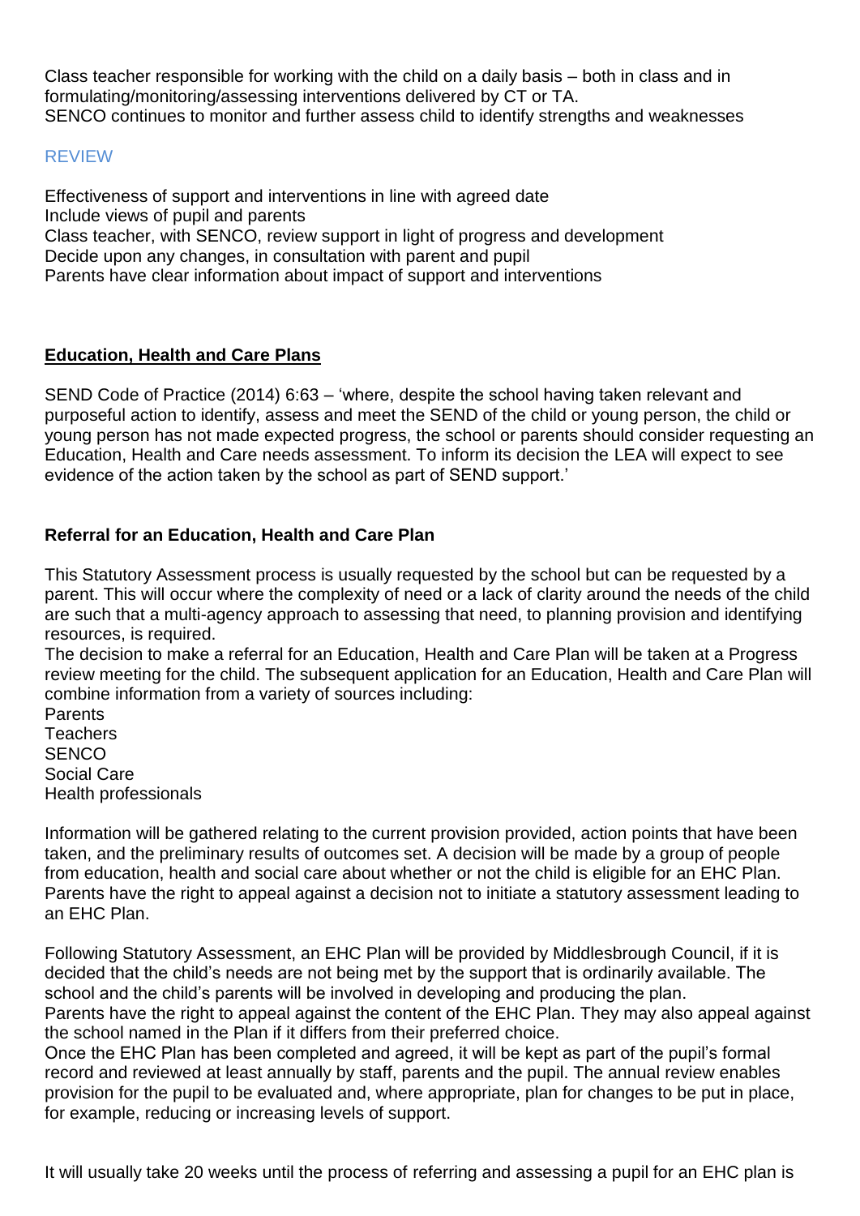Class teacher responsible for working with the child on a daily basis – both in class and in formulating/monitoring/assessing interventions delivered by CT or TA.
SENCO continues to monitor and further assess child to identify strengths and weaknesses

## REVIEW

Effectiveness of support and interventions in line with agreed date
Include views of pupil and parents
Class teacher, with SENCO, review support in light of progress and development
Decide upon any changes, in consultation with parent and pupil
Parents have clear information about impact of support and interventions

## **Education, Health and Care Plans**

SEND Code of Practice (2014) 6:63 – 'where, despite the school having taken relevant and purposeful action to identify, assess and meet the SEND of the child or young person, the child or young person has not made expected progress, the school or parents should consider requesting an Education, Health and Care needs assessment. To inform its decision the LEA will expect to see evidence of the action taken by the school as part of SEND support.'

### **Referral for an Education, Health and Care Plan**

This Statutory Assessment process is usually requested by the school but can be requested by a parent. This will occur where the complexity of need or a lack of clarity around the needs of the child are such that a multi-agency approach to assessing that need, to planning provision and identifying resources, is required.
The decision to make a referral for an Education, Health and Care Plan will be taken at a Progress review meeting for the child. The subsequent application for an Education, Health and Care Plan will combine information from a variety of sources including:
Parents
Teachers
SENCO
Social Care
Health professionals

Information will be gathered relating to the current provision provided, action points that have been taken, and the preliminary results of outcomes set. A decision will be made by a group of people from education, health and social care about whether or not the child is eligible for an EHC Plan. Parents have the right to appeal against a decision not to initiate a statutory assessment leading to an EHC Plan.

Following Statutory Assessment, an EHC Plan will be provided by Middlesbrough Council, if it is decided that the child's needs are not being met by the support that is ordinarily available. The school and the child's parents will be involved in developing and producing the plan.
Parents have the right to appeal against the content of the EHC Plan. They may also appeal against the school named in the Plan if it differs from their preferred choice.
Once the EHC Plan has been completed and agreed, it will be kept as part of the pupil's formal record and reviewed at least annually by staff, parents and the pupil. The annual review enables provision for the pupil to be evaluated and, where appropriate, plan for changes to be put in place, for example, reducing or increasing levels of support.

It will usually take 20 weeks until the process of referring and assessing a pupil for an EHC plan is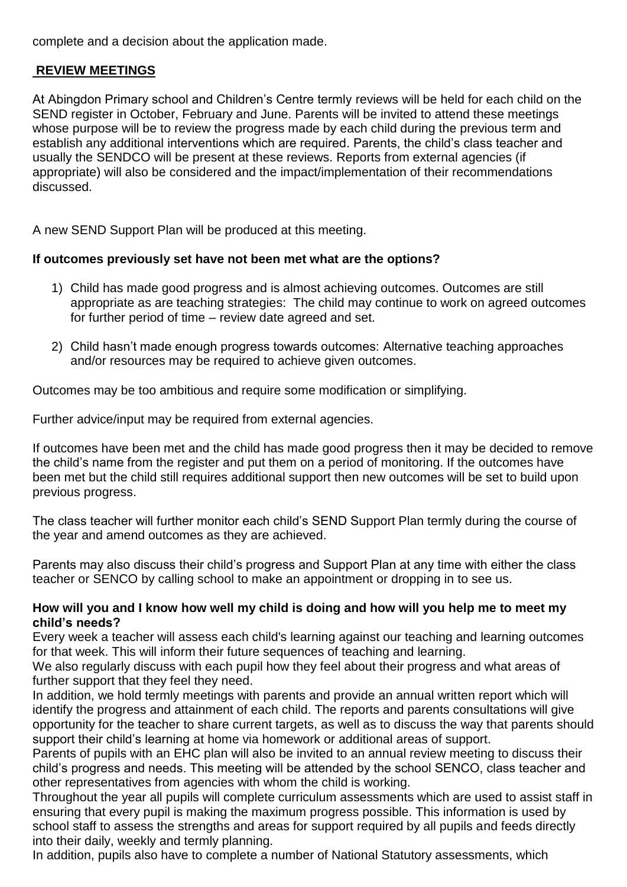complete and a decision about the application made.

## REVIEW MEETINGS

At Abingdon Primary school and Children's Centre termly reviews will be held for each child on the SEND register in October, February and June. Parents will be invited to attend these meetings whose purpose will be to review the progress made by each child during the previous term and establish any additional interventions which are required. Parents, the child's class teacher and usually the SENDCO will be present at these reviews. Reports from external agencies (if appropriate) will also be considered and the impact/implementation of their recommendations discussed.

A new SEND Support Plan will be produced at this meeting.

**If outcomes previously set have not been met what are the options?**

1) Child has made good progress and is almost achieving outcomes. Outcomes are still appropriate as are teaching strategies: The child may continue to work on agreed outcomes for further period of time – review date agreed and set.
2) Child hasn't made enough progress towards outcomes: Alternative teaching approaches and/or resources may be required to achieve given outcomes.

Outcomes may be too ambitious and require some modification or simplifying.

Further advice/input may be required from external agencies.

If outcomes have been met and the child has made good progress then it may be decided to remove the child's name from the register and put them on a period of monitoring. If the outcomes have been met but the child still requires additional support then new outcomes will be set to build upon previous progress.

The class teacher will further monitor each child's SEND Support Plan termly during the course of the year and amend outcomes as they are achieved.

Parents may also discuss their child's progress and Support Plan at any time with either the class teacher or SENCO by calling school to make an appointment or dropping in to see us.

**How will you and I know how well my child is doing and how will you help me to meet my child's needs?**

Every week a teacher will assess each child's learning against our teaching and learning outcomes for that week. This will inform their future sequences of teaching and learning.

We also regularly discuss with each pupil how they feel about their progress and what areas of further support that they feel they need.

In addition, we hold termly meetings with parents and provide an annual written report which will identify the progress and attainment of each child. The reports and parents consultations will give opportunity for the teacher to share current targets, as well as to discuss the way that parents should support their child's learning at home via homework or additional areas of support.

Parents of pupils with an EHC plan will also be invited to an annual review meeting to discuss their child's progress and needs. This meeting will be attended by the school SENCO, class teacher and other representatives from agencies with whom the child is working.

Throughout the year all pupils will complete curriculum assessments which are used to assist staff in ensuring that every pupil is making the maximum progress possible. This information is used by school staff to assess the strengths and areas for support required by all pupils and feeds directly into their daily, weekly and termly planning.

In addition, pupils also have to complete a number of National Statutory assessments, which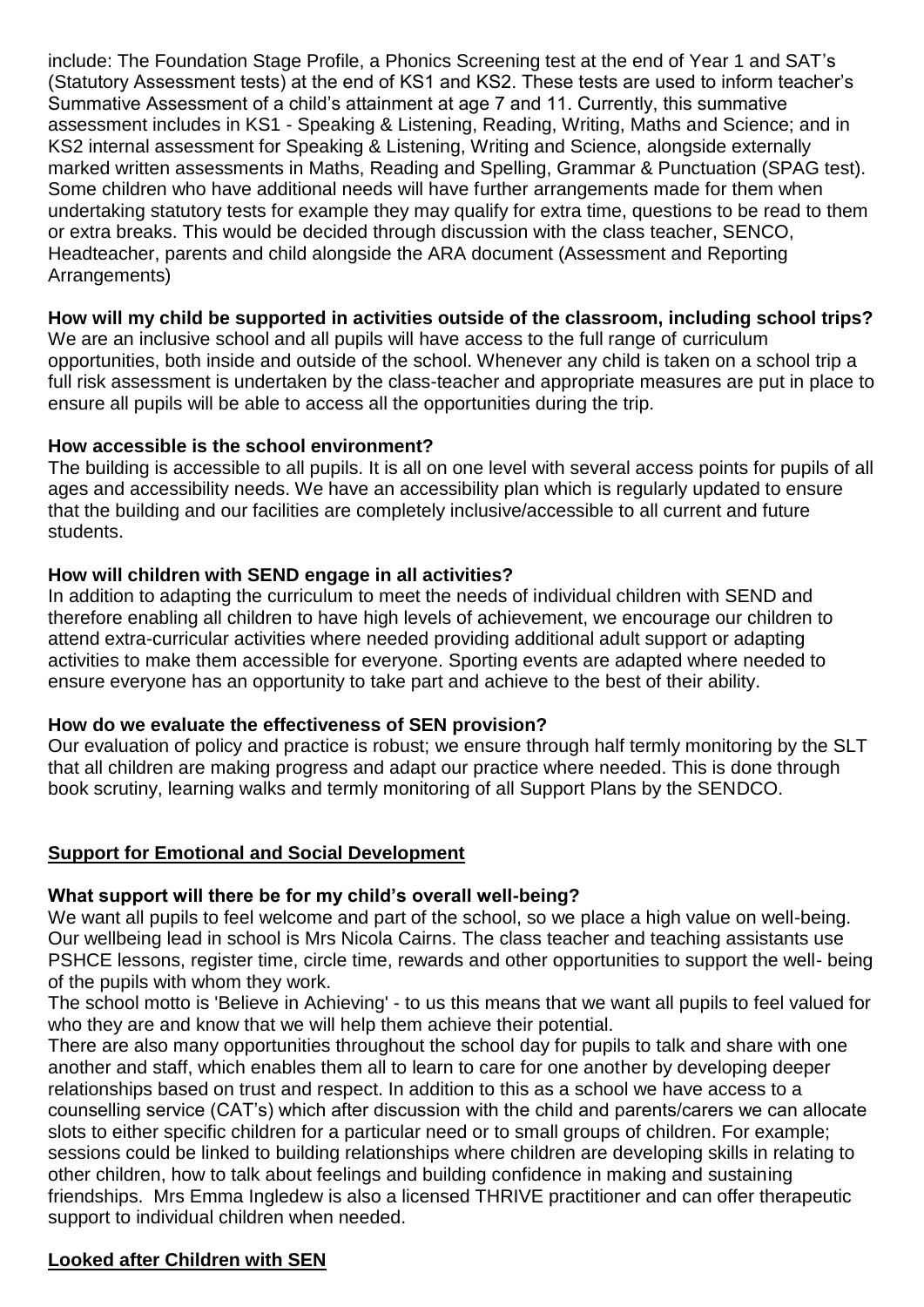include: The Foundation Stage Profile, a Phonics Screening test at the end of Year 1 and SAT's (Statutory Assessment tests) at the end of KS1 and KS2. These tests are used to inform teacher's Summative Assessment of a child's attainment at age 7 and 11. Currently, this summative assessment includes in KS1 - Speaking & Listening, Reading, Writing, Maths and Science; and in KS2 internal assessment for Speaking & Listening, Writing and Science, alongside externally marked written assessments in Maths, Reading and Spelling, Grammar & Punctuation (SPAG test). Some children who have additional needs will have further arrangements made for them when undertaking statutory tests for example they may qualify for extra time, questions to be read to them or extra breaks. This would be decided through discussion with the class teacher, SENCO, Headteacher, parents and child alongside the ARA document (Assessment and Reporting Arrangements)

**How will my child be supported in activities outside of the classroom, including school trips?**

We are an inclusive school and all pupils will have access to the full range of curriculum opportunities, both inside and outside of the school. Whenever any child is taken on a school trip a full risk assessment is undertaken by the class-teacher and appropriate measures are put in place to ensure all pupils will be able to access all the opportunities during the trip.

**How accessible is the school environment?**

The building is accessible to all pupils. It is all on one level with several access points for pupils of all ages and accessibility needs. We have an accessibility plan which is regularly updated to ensure that the building and our facilities are completely inclusive/accessible to all current and future students.

**How will children with SEND engage in all activities?**

In addition to adapting the curriculum to meet the needs of individual children with SEND and therefore enabling all children to have high levels of achievement, we encourage our children to attend extra-curricular activities where needed providing additional adult support or adapting activities to make them accessible for everyone. Sporting events are adapted where needed to ensure everyone has an opportunity to take part and achieve to the best of their ability.

**How do we evaluate the effectiveness of SEN provision?**

Our evaluation of policy and practice is robust; we ensure through half termly monitoring by the SLT that all children are making progress and adapt our practice where needed. This is done through book scrutiny, learning walks and termly monitoring of all Support Plans by the SENDCO.

## Support for Emotional and Social Development

**What support will there be for my child's overall well-being?**

We want all pupils to feel welcome and part of the school, so we place a high value on well-being. Our wellbeing lead in school is Mrs Nicola Cairns. The class teacher and teaching assistants use PSHCE lessons, register time, circle time, rewards and other opportunities to support the well- being of the pupils with whom they work.

The school motto is 'Believe in Achieving' - to us this means that we want all pupils to feel valued for who they are and know that we will help them achieve their potential.

There are also many opportunities throughout the school day for pupils to talk and share with one another and staff, which enables them all to learn to care for one another by developing deeper relationships based on trust and respect. In addition to this as a school we have access to a counselling service (CAT's) which after discussion with the child and parents/carers we can allocate slots to either specific children for a particular need or to small groups of children. For example; sessions could be linked to building relationships where children are developing skills in relating to other children, how to talk about feelings and building confidence in making and sustaining friendships. Mrs Emma Ingledew is also a licensed THRIVE practitioner and can offer therapeutic support to individual children when needed.

## Looked after Children with SEN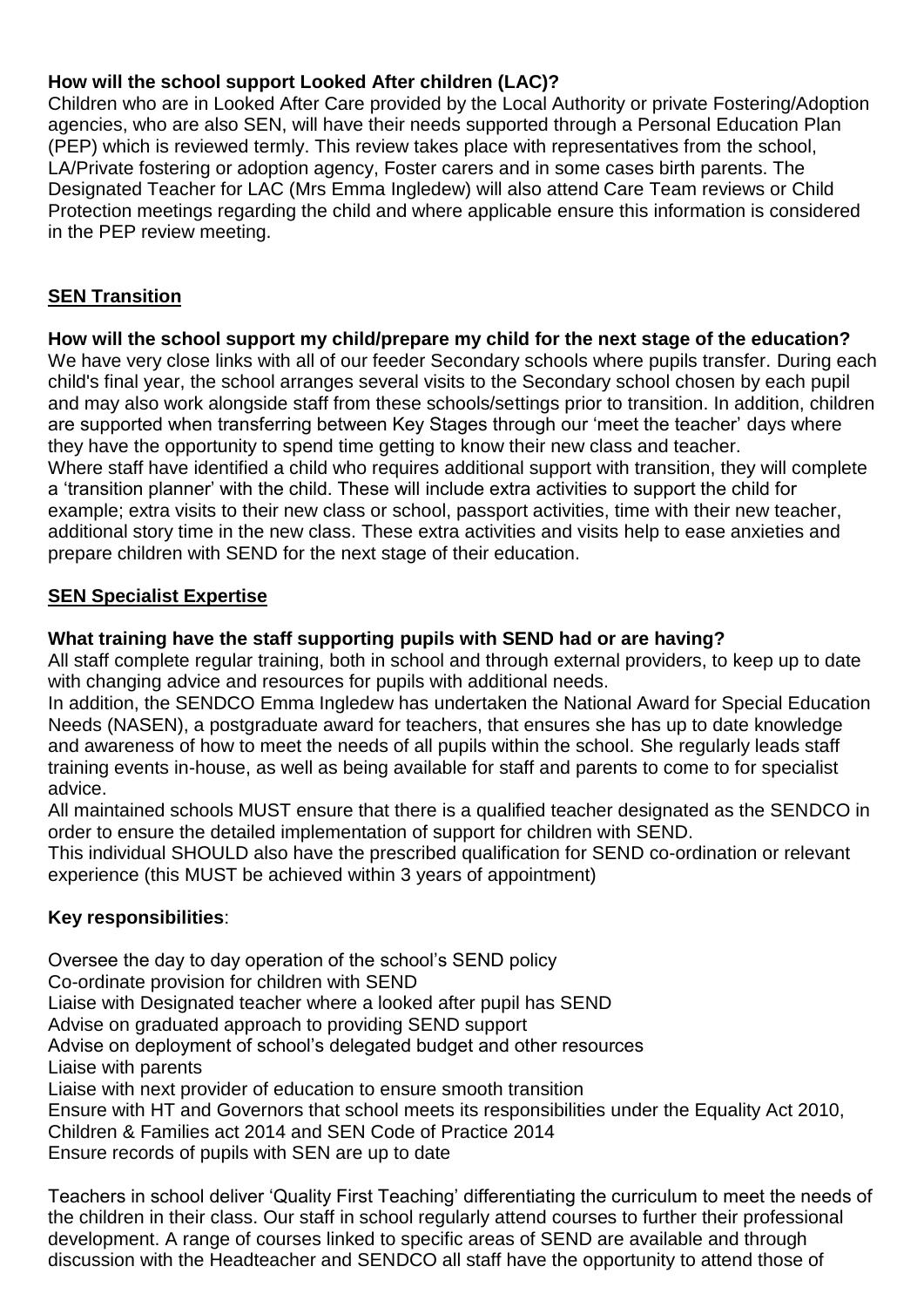**How will the school support Looked After children (LAC)?**
Children who are in Looked After Care provided by the Local Authority or private Fostering/Adoption agencies, who are also SEN, will have their needs supported through a Personal Education Plan (PEP) which is reviewed termly. This review takes place with representatives from the school, LA/Private fostering or adoption agency, Foster carers and in some cases birth parents. The Designated Teacher for LAC (Mrs Emma Ingledew) will also attend Care Team reviews or Child Protection meetings regarding the child and where applicable ensure this information is considered in the PEP review meeting.

## **SEN Transition**

**How will the school support my child/prepare my child for the next stage of the education?**
We have very close links with all of our feeder Secondary schools where pupils transfer. During each child's final year, the school arranges several visits to the Secondary school chosen by each pupil and may also work alongside staff from these schools/settings prior to transition. In addition, children are supported when transferring between Key Stages through our 'meet the teacher' days where they have the opportunity to spend time getting to know their new class and teacher.
Where staff have identified a child who requires additional support with transition, they will complete a 'transition planner' with the child. These will include extra activities to support the child for example; extra visits to their new class or school, passport activities, time with their new teacher, additional story time in the new class. These extra activities and visits help to ease anxieties and prepare children with SEND for the next stage of their education.

## **SEN Specialist Expertise**

**What training have the staff supporting pupils with SEND had or are having?**
All staff complete regular training, both in school and through external providers, to keep up to date with changing advice and resources for pupils with additional needs.
In addition, the SENDCO Emma Ingledew has undertaken the National Award for Special Education Needs (NASEN), a postgraduate award for teachers, that ensures she has up to date knowledge and awareness of how to meet the needs of all pupils within the school. She regularly leads staff training events in-house, as well as being available for staff and parents to come to for specialist advice.
All maintained schools MUST ensure that there is a qualified teacher designated as the SENDCO in order to ensure the detailed implementation of support for children with SEND.
This individual SHOULD also have the prescribed qualification for SEND co-ordination or relevant experience (this MUST be achieved within 3 years of appointment)

**Key responsibilities**:

Oversee the day to day operation of the school's SEND policy
Co-ordinate provision for children with SEND
Liaise with Designated teacher where a looked after pupil has SEND
Advise on graduated approach to providing SEND support
Advise on deployment of school's delegated budget and other resources
Liaise with parents
Liaise with next provider of education to ensure smooth transition
Ensure with HT and Governors that school meets its responsibilities under the Equality Act 2010, Children & Families act 2014 and SEN Code of Practice 2014
Ensure records of pupils with SEN are up to date

Teachers in school deliver 'Quality First Teaching' differentiating the curriculum to meet the needs of the children in their class. Our staff in school regularly attend courses to further their professional development. A range of courses linked to specific areas of SEND are available and through discussion with the Headteacher and SENDCO all staff have the opportunity to attend those of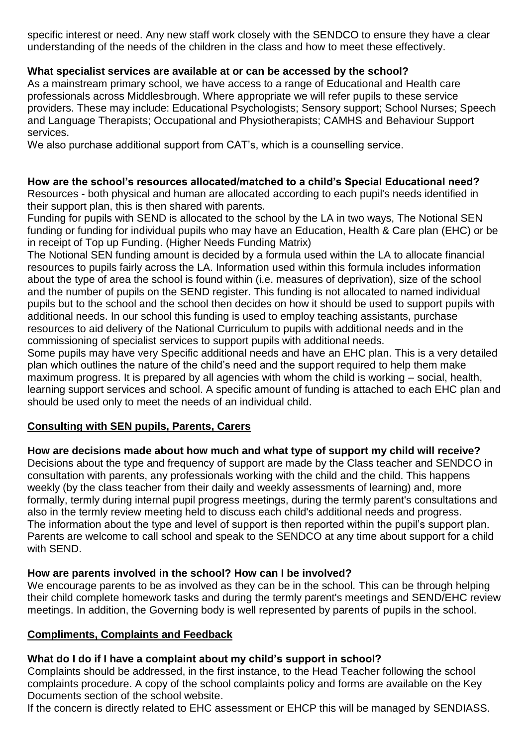specific interest or need. Any new staff work closely with the SENDCO to ensure they have a clear understanding of the needs of the children in the class and how to meet these effectively.

**What specialist services are available at or can be accessed by the school?**

As a mainstream primary school, we have access to a range of Educational and Health care professionals across Middlesbrough. Where appropriate we will refer pupils to these service providers. These may include: Educational Psychologists; Sensory support; School Nurses; Speech and Language Therapists; Occupational and Physiotherapists; CAMHS and Behaviour Support services.

We also purchase additional support from CAT's, which is a counselling service.

**How are the school's resources allocated/matched to a child's Special Educational need?**

Resources - both physical and human are allocated according to each pupil's needs identified in their support plan, this is then shared with parents.

Funding for pupils with SEND is allocated to the school by the LA in two ways, The Notional SEN funding or funding for individual pupils who may have an Education, Health & Care plan (EHC) or be in receipt of Top up Funding. (Higher Needs Funding Matrix)

The Notional SEN funding amount is decided by a formula used within the LA to allocate financial resources to pupils fairly across the LA. Information used within this formula includes information about the type of area the school is found within (i.e. measures of deprivation), size of the school and the number of pupils on the SEND register. This funding is not allocated to named individual pupils but to the school and the school then decides on how it should be used to support pupils with additional needs. In our school this funding is used to employ teaching assistants, purchase resources to aid delivery of the National Curriculum to pupils with additional needs and in the commissioning of specialist services to support pupils with additional needs.

Some pupils may have very Specific additional needs and have an EHC plan. This is a very detailed plan which outlines the nature of the child's need and the support required to help them make maximum progress. It is prepared by all agencies with whom the child is working – social, health, learning support services and school. A specific amount of funding is attached to each EHC plan and should be used only to meet the needs of an individual child.

## Consulting with SEN pupils, Parents, Carers

**How are decisions made about how much and what type of support my child will receive?**

Decisions about the type and frequency of support are made by the Class teacher and SENDCO in consultation with parents, any professionals working with the child and the child. This happens weekly (by the class teacher from their daily and weekly assessments of learning) and, more formally, termly during internal pupil progress meetings, during the termly parent's consultations and also in the termly review meeting held to discuss each child's additional needs and progress.

The information about the type and level of support is then reported within the pupil's support plan. Parents are welcome to call school and speak to the SENDCO at any time about support for a child with SEND.

**How are parents involved in the school? How can I be involved?**

We encourage parents to be as involved as they can be in the school. This can be through helping their child complete homework tasks and during the termly parent's meetings and SEND/EHC review meetings. In addition, the Governing body is well represented by parents of pupils in the school.

## Compliments, Complaints and Feedback

**What do I do if I have a complaint about my child's support in school?**

Complaints should be addressed, in the first instance, to the Head Teacher following the school complaints procedure. A copy of the school complaints policy and forms are available on the Key Documents section of the school website.

If the concern is directly related to EHC assessment or EHCP this will be managed by SENDIASS.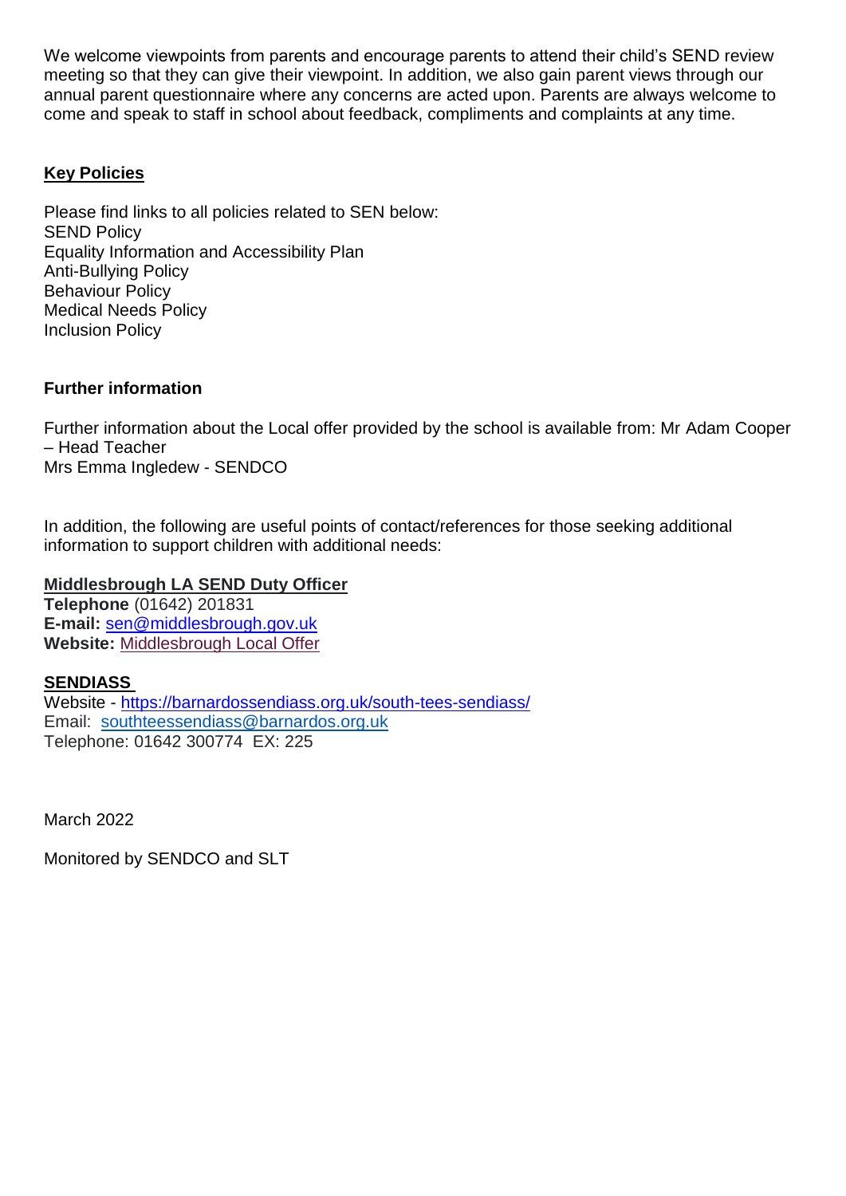We welcome viewpoints from parents and encourage parents to attend their child's SEND review meeting so that they can give their viewpoint. In addition, we also gain parent views through our annual parent questionnaire where any concerns are acted upon. Parents are always welcome to come and speak to staff in school about feedback, compliments and complaints at any time.

## Key Policies

Please find links to all policies related to SEN below:
SEND Policy
Equality Information and Accessibility Plan
Anti-Bullying Policy
Behaviour Policy
Medical Needs Policy
Inclusion Policy

## Further information

Further information about the Local offer provided by the school is available from: Mr Adam Cooper – Head Teacher
Mrs Emma Ingledew - SENDCO

In addition, the following are useful points of contact/references for those seeking additional information to support children with additional needs:

**Middlesbrough LA SEND Duty Officer**
**Telephone** (01642) 201831
**E-mail:** sen@middlesbrough.gov.uk
**Website:** Middlesbrough Local Offer

**SENDIASS**
Website - https://barnardossendiass.org.uk/south-tees-sendiass/
Email: southteessendiass@barnardos.org.uk
Telephone: 01642 300774 EX: 225

March 2022

Monitored by SENDCO and SLT